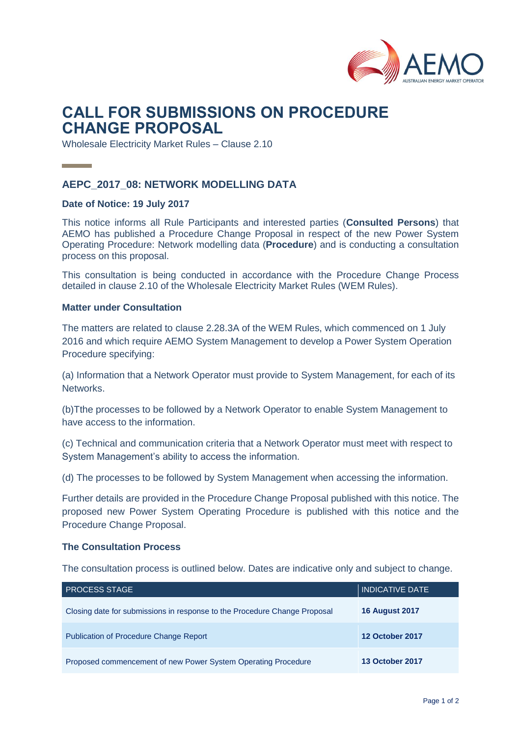# CALL FOR SUBMISSIONS ON PROCEDURE CHANGE PROPOSAL

Wholesale Electricity Market Rules – Clause 2.10

## AEPC_2017_08: NETWORK MODELLING DATA

### Date of Notice: 19 July 2017

This notice informs all Rule Participants and interested parties (**Consulted Persons**) that AEMO has published a Procedure Change Proposal in respect of the new Power System Operating Procedure: Network modelling data (**Procedure**) and is conducting a consultation process on this proposal.

This consultation is being conducted in accordance with the Procedure Change Process detailed in clause 2.10 of the Wholesale Electricity Market Rules (WEM Rules).

### Matter under Consultation

The matters are related to clause 2.28.3A of the WEM Rules, which commenced on 1 July 2016 and which require AEMO System Management to develop a Power System Operation Procedure specifying:

(a) Information that a Network Operator must provide to System Management, for each of its Networks.

(b)Tthe processes to be followed by a Network Operator to enable System Management to have access to the information.

(c) Technical and communication criteria that a Network Operator must meet with respect to System Management's ability to access the information.

(d) The processes to be followed by System Management when accessing the information.

Further details are provided in the Procedure Change Proposal published with this notice. The proposed new Power System Operating Procedure is published with this notice and the Procedure Change Proposal.

### The Consultation Process

The consultation process is outlined below. Dates are indicative only and subject to change.

| PROCESS STAGE | INDICATIVE DATE |
|---|---|
| Closing date for submissions in response to the Procedure Change Proposal | **16 August 2017** |
| Publication of Procedure Change Report | **12 October 2017** |
| Proposed commencement of new Power System Operating Procedure | **13 October 2017** |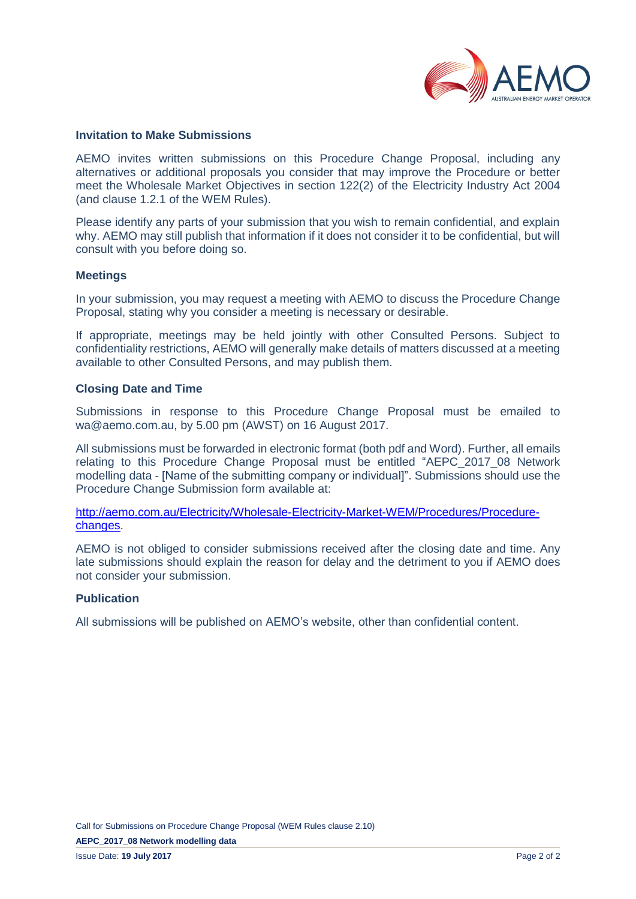## Invitation to Make Submissions

AEMO invites written submissions on this Procedure Change Proposal, including any alternatives or additional proposals you consider that may improve the Procedure or better meet the Wholesale Market Objectives in section 122(2) of the Electricity Industry Act 2004 (and clause 1.2.1 of the WEM Rules).

Please identify any parts of your submission that you wish to remain confidential, and explain why. AEMO may still publish that information if it does not consider it to be confidential, but will consult with you before doing so.

## Meetings

In your submission, you may request a meeting with AEMO to discuss the Procedure Change Proposal, stating why you consider a meeting is necessary or desirable.

If appropriate, meetings may be held jointly with other Consulted Persons. Subject to confidentiality restrictions, AEMO will generally make details of matters discussed at a meeting available to other Consulted Persons, and may publish them.

## Closing Date and Time

Submissions in response to this Procedure Change Proposal must be emailed to wa@aemo.com.au, by 5.00 pm (AWST) on 16 August 2017.

All submissions must be forwarded in electronic format (both pdf and Word). Further, all emails relating to this Procedure Change Proposal must be entitled "AEPC_2017_08 Network modelling data - [Name of the submitting company or individual]". Submissions should use the Procedure Change Submission form available at:

[http://aemo.com.au/Electricity/Wholesale-Electricity-Market-WEM/Procedures/Procedure-changes](http://aemo.com.au/Electricity/Wholesale-Electricity-Market-WEM/Procedures/Procedure-changes).

AEMO is not obliged to consider submissions received after the closing date and time. Any late submissions should explain the reason for delay and the detriment to you if AEMO does not consider your submission.

## Publication

All submissions will be published on AEMO's website, other than confidential content.